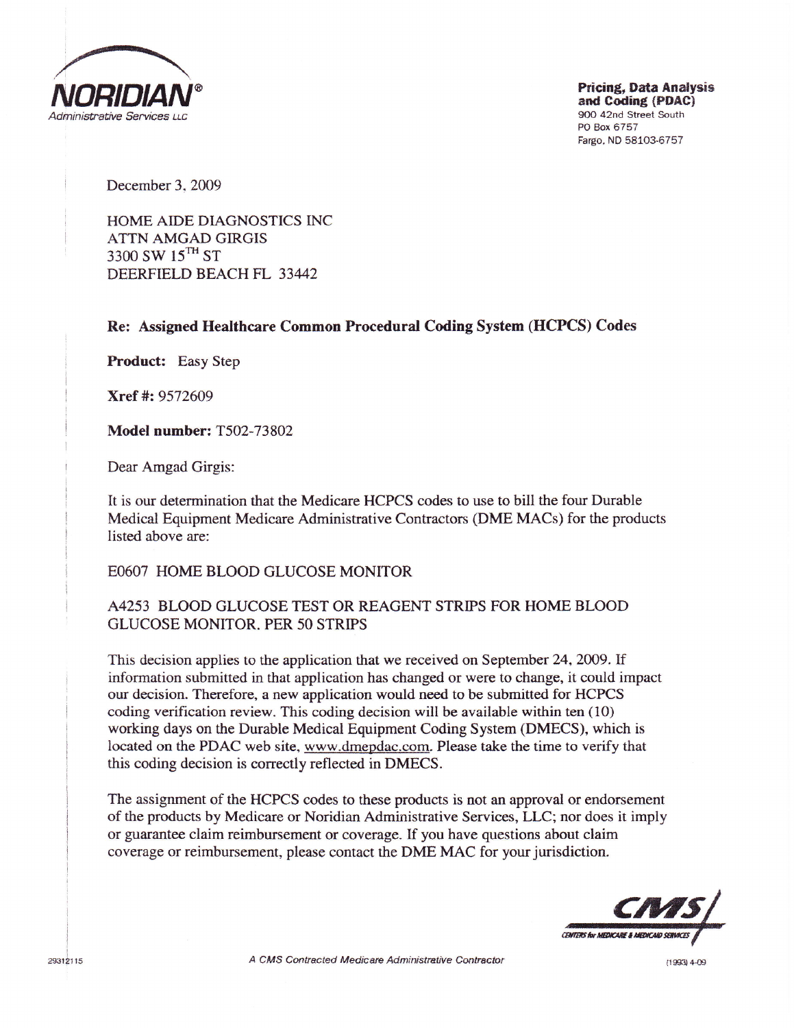**NORIDIAN®**
*Administrative Services LLC*

**Pricing, Data Analysis and Coding (PDAC)**
900 42nd Street South
PO Box 6757
Fargo, ND 58103-6757

December 3, 2009

HOME AIDE DIAGNOSTICS INC
ATTN AMGAD GIRGIS
3300 SW 15TH ST
DEERFIELD BEACH FL 33442

**Re: Assigned Healthcare Common Procedural Coding System (HCPCS) Codes**

**Product:** Easy Step

**Xref #:** 9572609

**Model number:** T502-73802

Dear Amgad Girgis:

It is our determination that the Medicare HCPCS codes to use to bill the four Durable Medical Equipment Medicare Administrative Contractors (DME MACs) for the products listed above are:

E0607 HOME BLOOD GLUCOSE MONITOR

A4253 BLOOD GLUCOSE TEST OR REAGENT STRIPS FOR HOME BLOOD GLUCOSE MONITOR. PER 50 STRIPS

This decision applies to the application that we received on September 24, 2009. If information submitted in that application has changed or were to change, it could impact our decision. Therefore, a new application would need to be submitted for HCPCS coding verification review. This coding decision will be available within ten (10) working days on the Durable Medical Equipment Coding System (DMECS), which is located on the PDAC web site, www.dmepdac.com. Please take the time to verify that this coding decision is correctly reflected in DMECS.

The assignment of the HCPCS codes to these products is not an approval or endorsement of the products by Medicare or Noridian Administrative Services, LLC; nor does it imply or guarantee claim reimbursement or coverage. If you have questions about claim coverage or reimbursement, please contact the DME MAC for your jurisdiction.

CMS — Centers for Medicare & Medicaid Services

29312115

*A CMS Contracted Medicare Administrative Contractor*

(1993) 4-09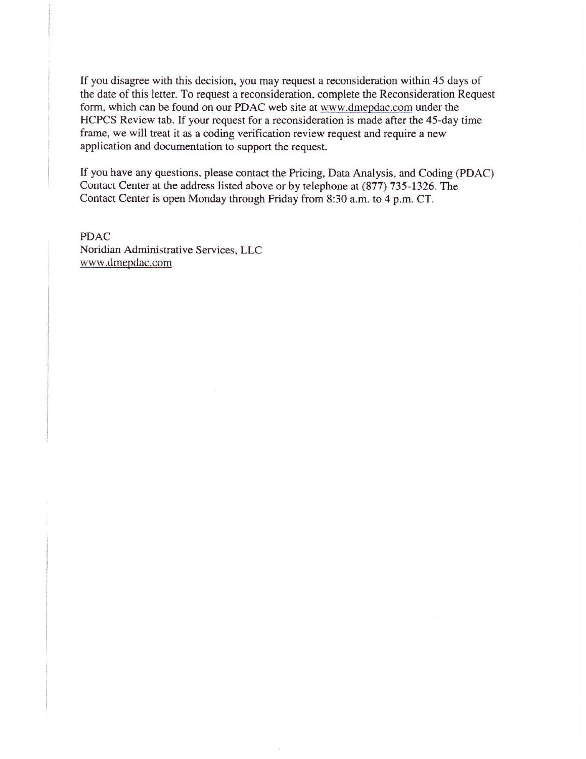If you disagree with this decision, you may request a reconsideration within 45 days of the date of this letter. To request a reconsideration, complete the Reconsideration Request form, which can be found on our PDAC web site at www.dmepdac.com under the HCPCS Review tab. If your request for a reconsideration is made after the 45-day time frame, we will treat it as a coding verification review request and require a new application and documentation to support the request.

If you have any questions, please contact the Pricing, Data Analysis, and Coding (PDAC) Contact Center at the address listed above or by telephone at (877) 735-1326. The Contact Center is open Monday through Friday from 8:30 a.m. to 4 p.m. CT.

PDAC
Noridian Administrative Services, LLC
www.dmepdac.com